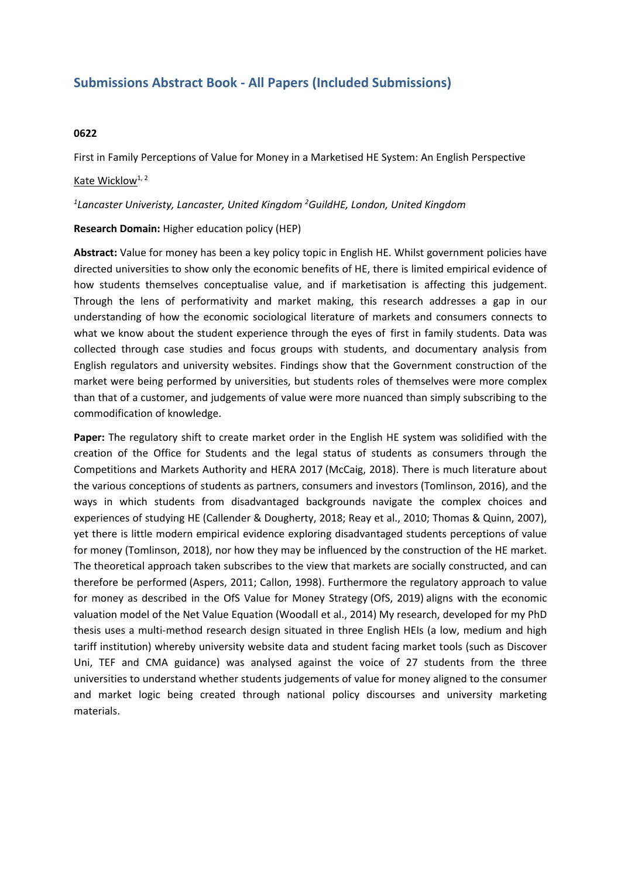# Submissions Abstract Book - All Papers (Included Submissions)

**0622**

First in Family Perceptions of Value for Money in a Marketised HE System: An English Perspective

Kate Wicklow[1, 2]

*[1]Lancaster Univeristy, Lancaster, United Kingdom [2]GuildHE, London, United Kingdom*

**Research Domain:** Higher education policy (HEP)

**Abstract:** Value for money has been a key policy topic in English HE. Whilst government policies have directed universities to show only the economic benefits of HE, there is limited empirical evidence of how students themselves conceptualise value, and if marketisation is affecting this judgement. Through the lens of performativity and market making, this research addresses a gap in our understanding of how the economic sociological literature of markets and consumers connects to what we know about the student experience through the eyes of first in family students. Data was collected through case studies and focus groups with students, and documentary analysis from English regulators and university websites. Findings show that the Government construction of the market were being performed by universities, but students roles of themselves were more complex than that of a customer, and judgements of value were more nuanced than simply subscribing to the commodification of knowledge.

**Paper:** The regulatory shift to create market order in the English HE system was solidified with the creation of the Office for Students and the legal status of students as consumers through the Competitions and Markets Authority and HERA 2017 (McCaig, 2018). There is much literature about the various conceptions of students as partners, consumers and investors (Tomlinson, 2016), and the ways in which students from disadvantaged backgrounds navigate the complex choices and experiences of studying HE (Callender & Dougherty, 2018; Reay et al., 2010; Thomas & Quinn, 2007), yet there is little modern empirical evidence exploring disadvantaged students perceptions of value for money (Tomlinson, 2018), nor how they may be influenced by the construction of the HE market. The theoretical approach taken subscribes to the view that markets are socially constructed, and can therefore be performed (Aspers, 2011; Callon, 1998). Furthermore the regulatory approach to value for money as described in the OfS Value for Money Strategy (OfS, 2019) aligns with the economic valuation model of the Net Value Equation (Woodall et al., 2014) My research, developed for my PhD thesis uses a multi-method research design situated in three English HEIs (a low, medium and high tariff institution) whereby university website data and student facing market tools (such as Discover Uni, TEF and CMA guidance) was analysed against the voice of 27 students from the three universities to understand whether students judgements of value for money aligned to the consumer and market logic being created through national policy discourses and university marketing materials.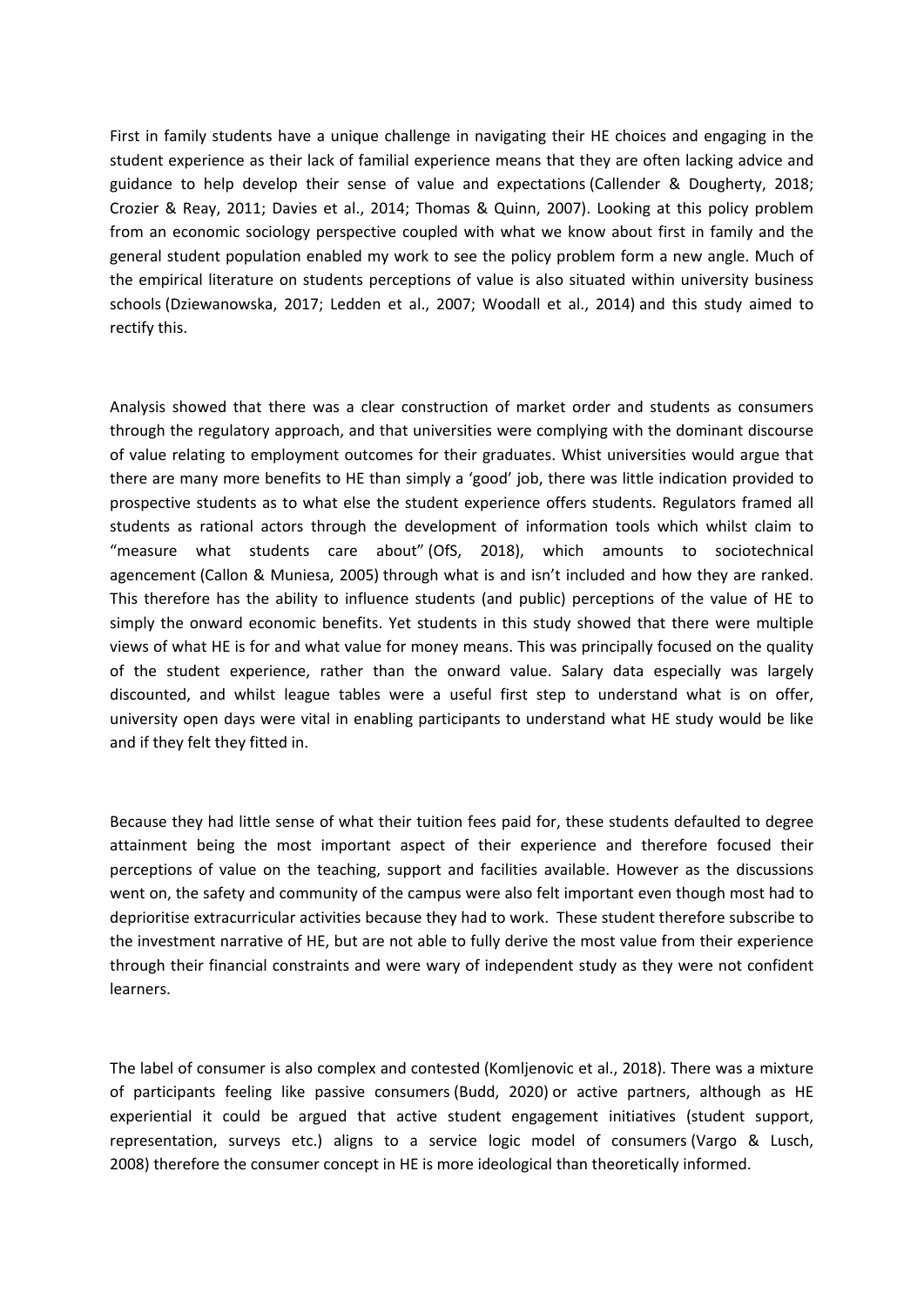First in family students have a unique challenge in navigating their HE choices and engaging in the student experience as their lack of familial experience means that they are often lacking advice and guidance to help develop their sense of value and expectations (Callender & Dougherty, 2018; Crozier & Reay, 2011; Davies et al., 2014; Thomas & Quinn, 2007). Looking at this policy problem from an economic sociology perspective coupled with what we know about first in family and the general student population enabled my work to see the policy problem form a new angle. Much of the empirical literature on students perceptions of value is also situated within university business schools (Dziewanowska, 2017; Ledden et al., 2007; Woodall et al., 2014) and this study aimed to rectify this.

Analysis showed that there was a clear construction of market order and students as consumers through the regulatory approach, and that universities were complying with the dominant discourse of value relating to employment outcomes for their graduates. Whist universities would argue that there are many more benefits to HE than simply a 'good' job, there was little indication provided to prospective students as to what else the student experience offers students. Regulators framed all students as rational actors through the development of information tools which whilst claim to "measure what students care about" (OfS, 2018), which amounts to sociotechnical agencement (Callon & Muniesa, 2005) through what is and isn't included and how they are ranked. This therefore has the ability to influence students (and public) perceptions of the value of HE to simply the onward economic benefits. Yet students in this study showed that there were multiple views of what HE is for and what value for money means. This was principally focused on the quality of the student experience, rather than the onward value. Salary data especially was largely discounted, and whilst league tables were a useful first step to understand what is on offer, university open days were vital in enabling participants to understand what HE study would be like and if they felt they fitted in.

Because they had little sense of what their tuition fees paid for, these students defaulted to degree attainment being the most important aspect of their experience and therefore focused their perceptions of value on the teaching, support and facilities available. However as the discussions went on, the safety and community of the campus were also felt important even though most had to deprioritise extracurricular activities because they had to work. These student therefore subscribe to the investment narrative of HE, but are not able to fully derive the most value from their experience through their financial constraints and were wary of independent study as they were not confident learners.

The label of consumer is also complex and contested (Komljenovic et al., 2018). There was a mixture of participants feeling like passive consumers (Budd, 2020) or active partners, although as HE experiential it could be argued that active student engagement initiatives (student support, representation, surveys etc.) aligns to a service logic model of consumers (Vargo & Lusch, 2008) therefore the consumer concept in HE is more ideological than theoretically informed.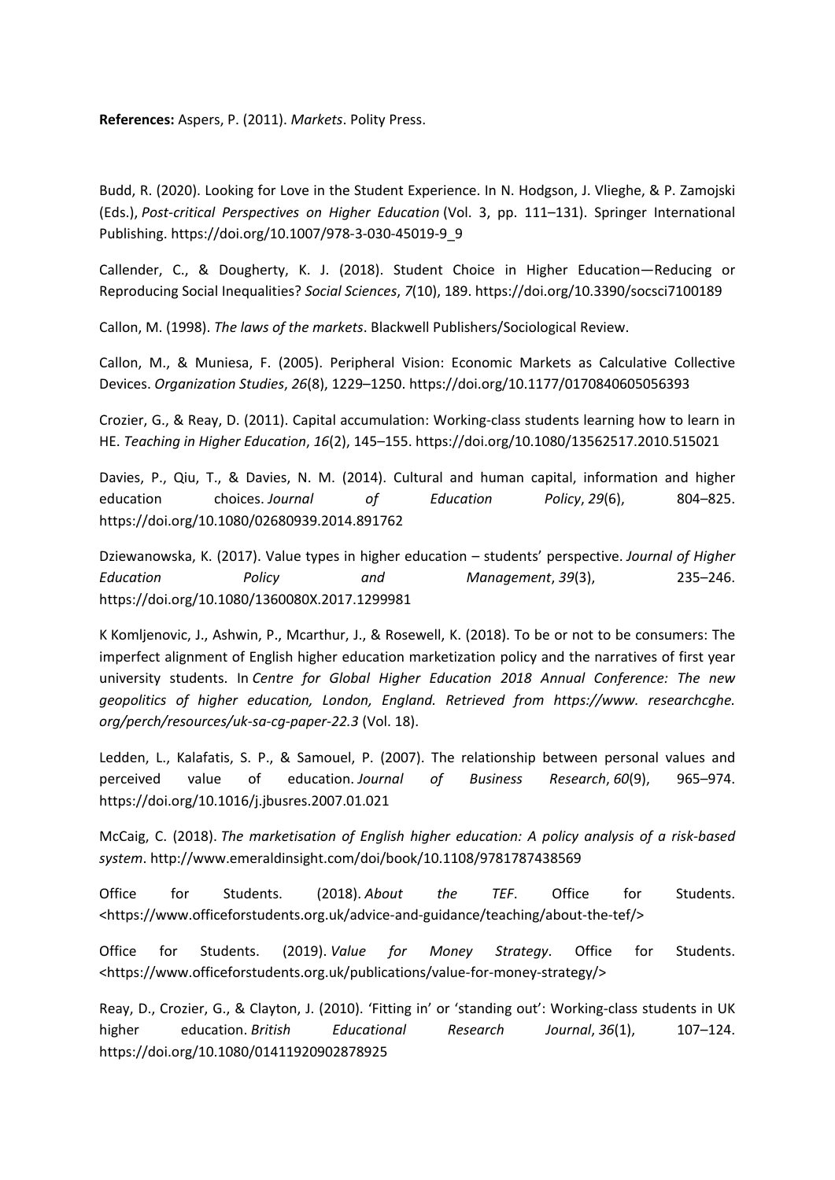**References:** Aspers, P. (2011). *Markets*. Polity Press.

Budd, R. (2020). Looking for Love in the Student Experience. In N. Hodgson, J. Vlieghe, & P. Zamojski (Eds.), *Post-critical Perspectives on Higher Education* (Vol. 3, pp. 111–131). Springer International Publishing. https://doi.org/10.1007/978-3-030-45019-9_9

Callender, C., & Dougherty, K. J. (2018). Student Choice in Higher Education—Reducing or Reproducing Social Inequalities? *Social Sciences*, *7*(10), 189. https://doi.org/10.3390/socsci7100189

Callon, M. (1998). *The laws of the markets*. Blackwell Publishers/Sociological Review.

Callon, M., & Muniesa, F. (2005). Peripheral Vision: Economic Markets as Calculative Collective Devices. *Organization Studies*, *26*(8), 1229–1250. https://doi.org/10.1177/0170840605056393

Crozier, G., & Reay, D. (2011). Capital accumulation: Working-class students learning how to learn in HE. *Teaching in Higher Education*, *16*(2), 145–155. https://doi.org/10.1080/13562517.2010.515021

Davies, P., Qiu, T., & Davies, N. M. (2014). Cultural and human capital, information and higher education choices. *Journal of Education Policy*, *29*(6), 804–825. https://doi.org/10.1080/02680939.2014.891762

Dziewanowska, K. (2017). Value types in higher education – students' perspective. *Journal of Higher Education Policy and Management*, *39*(3), 235–246. https://doi.org/10.1080/1360080X.2017.1299981

K Komljenovic, J., Ashwin, P., Mcarthur, J., & Rosewell, K. (2018). To be or not to be consumers: The imperfect alignment of English higher education marketization policy and the narratives of first year university students. In *Centre for Global Higher Education 2018 Annual Conference: The new geopolitics of higher education, London, England. Retrieved from https://www. researchcghe. org/perch/resources/uk-sa-cg-paper-22.3* (Vol. 18).

Ledden, L., Kalafatis, S. P., & Samouel, P. (2007). The relationship between personal values and perceived value of education. *Journal of Business Research*, *60*(9), 965–974. https://doi.org/10.1016/j.jbusres.2007.01.021

McCaig, C. (2018). *The marketisation of English higher education: A policy analysis of a risk-based system*. http://www.emeraldinsight.com/doi/book/10.1108/9781787438569

Office for Students. (2018). *About the TEF*. Office for Students. <https://www.officeforstudents.org.uk/advice-and-guidance/teaching/about-the-tef/>

Office for Students. (2019). *Value for Money Strategy*. Office for Students. <https://www.officeforstudents.org.uk/publications/value-for-money-strategy/>

Reay, D., Crozier, G., & Clayton, J. (2010). 'Fitting in' or 'standing out': Working-class students in UK higher education. *British Educational Research Journal*, *36*(1), 107–124. https://doi.org/10.1080/01411920902878925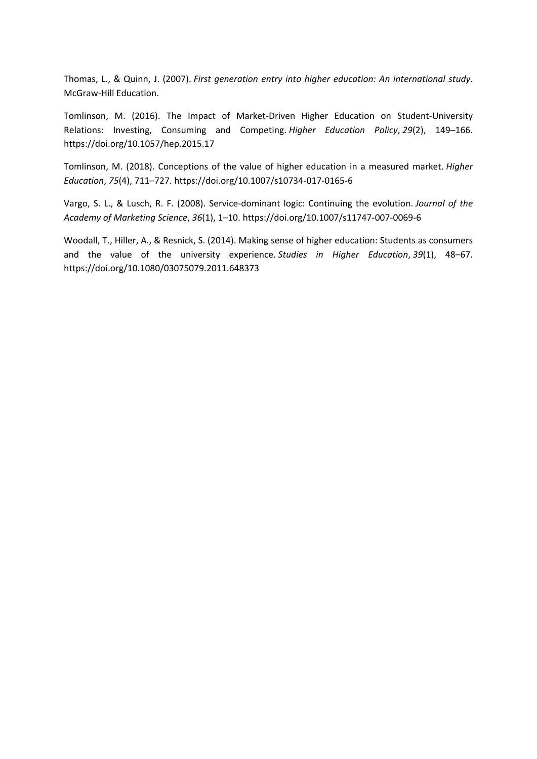Thomas, L., & Quinn, J. (2007). *First generation entry into higher education: An international study*. McGraw-Hill Education.

Tomlinson, M. (2016). The Impact of Market-Driven Higher Education on Student-University Relations: Investing, Consuming and Competing. *Higher Education Policy*, *29*(2), 149–166. https://doi.org/10.1057/hep.2015.17

Tomlinson, M. (2018). Conceptions of the value of higher education in a measured market. *Higher Education*, *75*(4), 711–727. https://doi.org/10.1007/s10734-017-0165-6

Vargo, S. L., & Lusch, R. F. (2008). Service-dominant logic: Continuing the evolution. *Journal of the Academy of Marketing Science*, *36*(1), 1–10. https://doi.org/10.1007/s11747-007-0069-6

Woodall, T., Hiller, A., & Resnick, S. (2014). Making sense of higher education: Students as consumers and the value of the university experience. *Studies in Higher Education*, *39*(1), 48–67. https://doi.org/10.1080/03075079.2011.648373